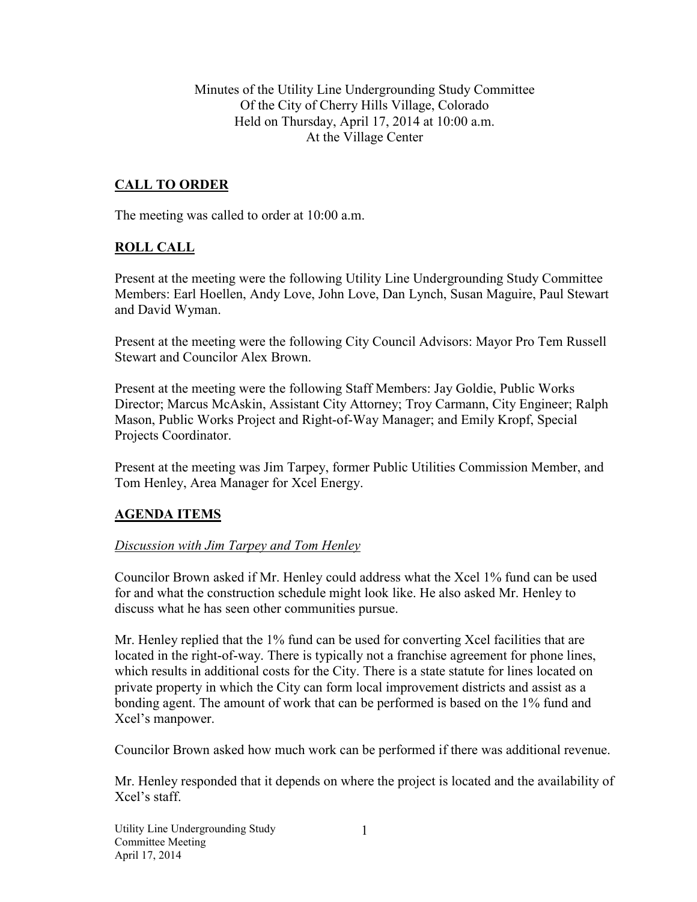Minutes of the Utility Line Undergrounding Study Committee
Of the City of Cherry Hills Village, Colorado
Held on Thursday, April 17, 2014 at 10:00 a.m.
At the Village Center

## CALL TO ORDER

The meeting was called to order at 10:00 a.m.

## ROLL CALL

Present at the meeting were the following Utility Line Undergrounding Study Committee Members: Earl Hoellen, Andy Love, John Love, Dan Lynch, Susan Maguire, Paul Stewart and David Wyman.

Present at the meeting were the following City Council Advisors: Mayor Pro Tem Russell Stewart and Councilor Alex Brown.

Present at the meeting were the following Staff Members: Jay Goldie, Public Works Director; Marcus McAskin, Assistant City Attorney; Troy Carmann, City Engineer; Ralph Mason, Public Works Project and Right-of-Way Manager; and Emily Kropf, Special Projects Coordinator.

Present at the meeting was Jim Tarpey, former Public Utilities Commission Member, and Tom Henley, Area Manager for Xcel Energy.

## AGENDA ITEMS

*Discussion with Jim Tarpey and Tom Henley*

Councilor Brown asked if Mr. Henley could address what the Xcel 1% fund can be used for and what the construction schedule might look like. He also asked Mr. Henley to discuss what he has seen other communities pursue.

Mr. Henley replied that the 1% fund can be used for converting Xcel facilities that are located in the right-of-way. There is typically not a franchise agreement for phone lines, which results in additional costs for the City. There is a state statute for lines located on private property in which the City can form local improvement districts and assist as a bonding agent. The amount of work that can be performed is based on the 1% fund and Xcel's manpower.

Councilor Brown asked how much work can be performed if there was additional revenue.

Mr. Henley responded that it depends on where the project is located and the availability of Xcel's staff.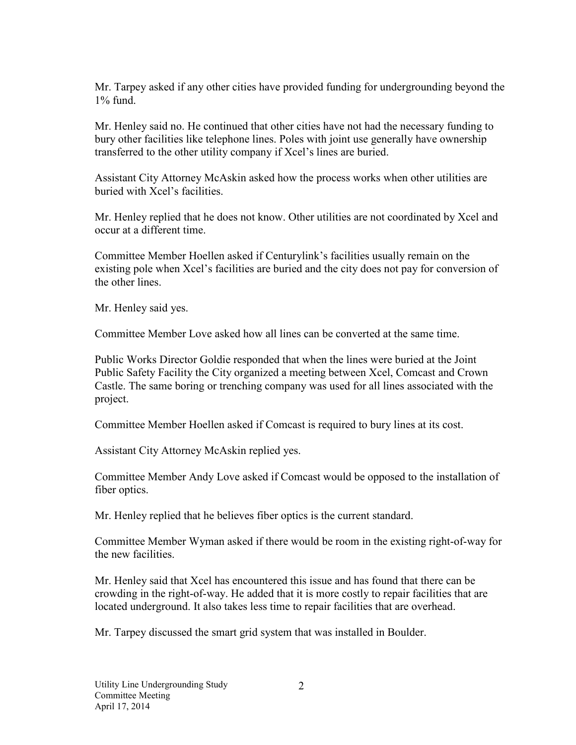Mr. Tarpey asked if any other cities have provided funding for undergrounding beyond the 1% fund.

Mr. Henley said no. He continued that other cities have not had the necessary funding to bury other facilities like telephone lines. Poles with joint use generally have ownership transferred to the other utility company if Xcel's lines are buried.

Assistant City Attorney McAskin asked how the process works when other utilities are buried with Xcel's facilities.

Mr. Henley replied that he does not know. Other utilities are not coordinated by Xcel and occur at a different time.

Committee Member Hoellen asked if Centurylink's facilities usually remain on the existing pole when Xcel's facilities are buried and the city does not pay for conversion of the other lines.

Mr. Henley said yes.

Committee Member Love asked how all lines can be converted at the same time.

Public Works Director Goldie responded that when the lines were buried at the Joint Public Safety Facility the City organized a meeting between Xcel, Comcast and Crown Castle. The same boring or trenching company was used for all lines associated with the project.

Committee Member Hoellen asked if Comcast is required to bury lines at its cost.

Assistant City Attorney McAskin replied yes.

Committee Member Andy Love asked if Comcast would be opposed to the installation of fiber optics.

Mr. Henley replied that he believes fiber optics is the current standard.

Committee Member Wyman asked if there would be room in the existing right-of-way for the new facilities.

Mr. Henley said that Xcel has encountered this issue and has found that there can be crowding in the right-of-way. He added that it is more costly to repair facilities that are located underground. It also takes less time to repair facilities that are overhead.

Mr. Tarpey discussed the smart grid system that was installed in Boulder.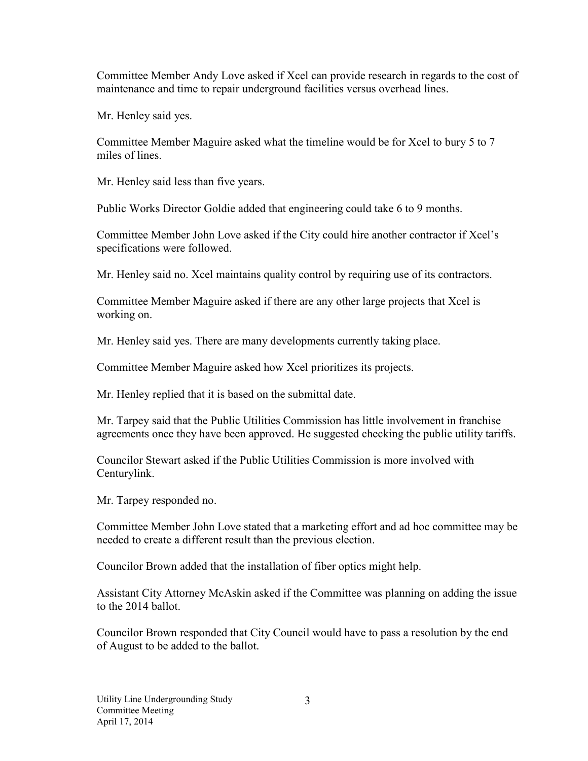Committee Member Andy Love asked if Xcel can provide research in regards to the cost of maintenance and time to repair underground facilities versus overhead lines.

Mr. Henley said yes.

Committee Member Maguire asked what the timeline would be for Xcel to bury 5 to 7 miles of lines.

Mr. Henley said less than five years.

Public Works Director Goldie added that engineering could take 6 to 9 months.

Committee Member John Love asked if the City could hire another contractor if Xcel's specifications were followed.

Mr. Henley said no. Xcel maintains quality control by requiring use of its contractors.

Committee Member Maguire asked if there are any other large projects that Xcel is working on.

Mr. Henley said yes. There are many developments currently taking place.

Committee Member Maguire asked how Xcel prioritizes its projects.

Mr. Henley replied that it is based on the submittal date.

Mr. Tarpey said that the Public Utilities Commission has little involvement in franchise agreements once they have been approved. He suggested checking the public utility tariffs.

Councilor Stewart asked if the Public Utilities Commission is more involved with Centurylink.

Mr. Tarpey responded no.

Committee Member John Love stated that a marketing effort and ad hoc committee may be needed to create a different result than the previous election.

Councilor Brown added that the installation of fiber optics might help.

Assistant City Attorney McAskin asked if the Committee was planning on adding the issue to the 2014 ballot.

Councilor Brown responded that City Council would have to pass a resolution by the end of August to be added to the ballot.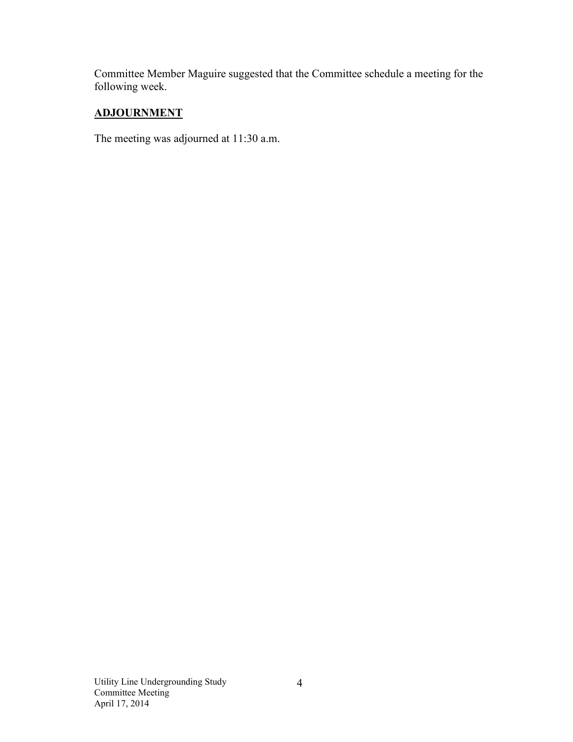Committee Member Maguire suggested that the Committee schedule a meeting for the following week.

## ADJOURNMENT

The meeting was adjourned at 11:30 a.m.